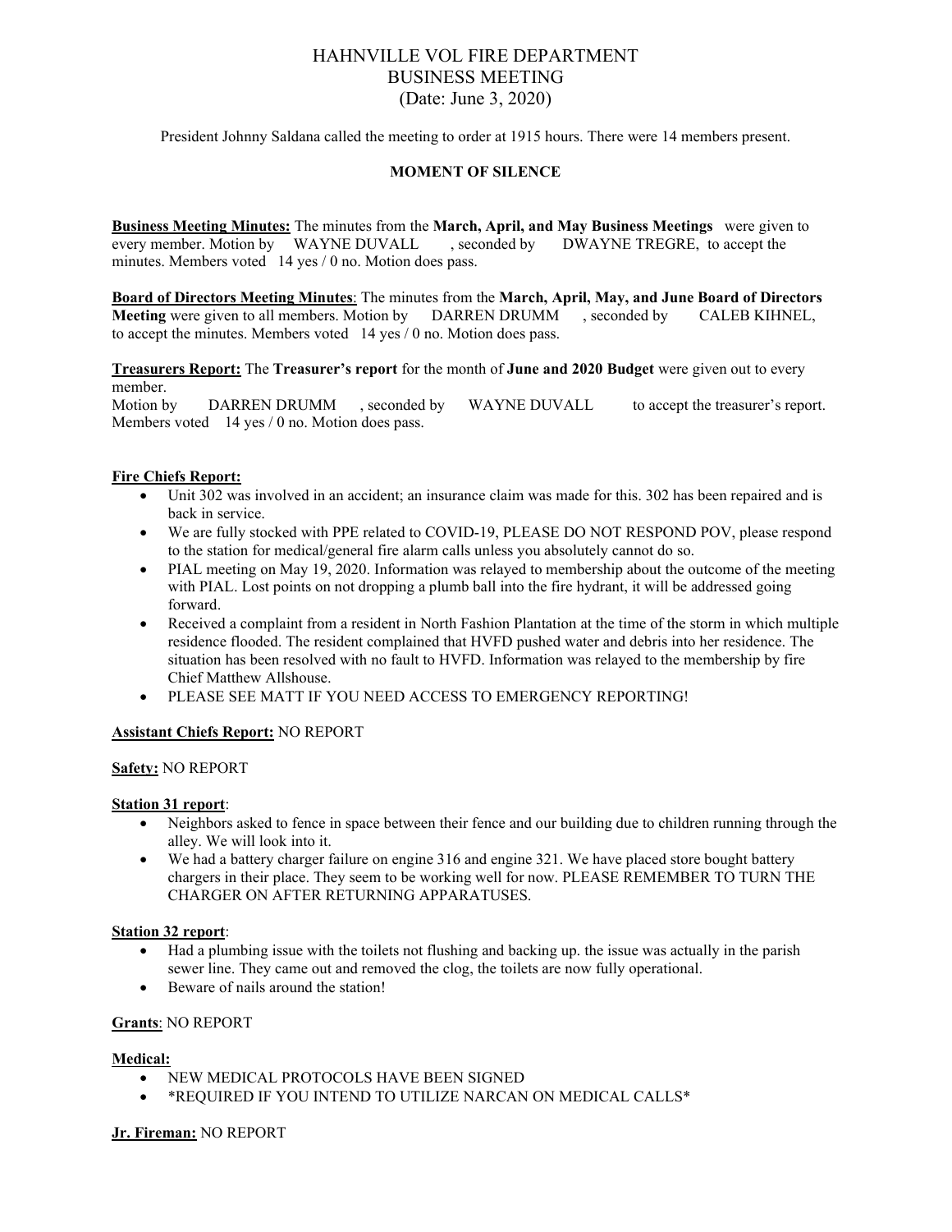# HAHNVILLE VOL FIRE DEPARTMENT
## BUSINESS MEETING
### (Date: June 3, 2020)

President Johnny Saldana called the meeting to order at 1915 hours. There were 14 members present.

**MOMENT OF SILENCE**

**Business Meeting Minutes:** The minutes from the **March, April, and May Business Meetings** were given to every member. Motion by WAYNE DUVALL, seconded by DWAYNE TREGRE, to accept the minutes. Members voted 14 yes / 0 no. Motion does pass.

**Board of Directors Meeting Minutes**: The minutes from the **March, April, May, and June Board of Directors Meeting** were given to all members. Motion by DARREN DRUMM, seconded by CALEB KIHNEL, to accept the minutes. Members voted 14 yes / 0 no. Motion does pass.

**Treasurers Report:** The **Treasurer's report** for the month of **June and 2020 Budget** were given out to every member.
Motion by DARREN DRUMM, seconded by WAYNE DUVALL to accept the treasurer's report. Members voted 14 yes / 0 no. Motion does pass.

**Fire Chiefs Report:**
- Unit 302 was involved in an accident; an insurance claim was made for this. 302 has been repaired and is back in service.
- We are fully stocked with PPE related to COVID-19, PLEASE DO NOT RESPOND POV, please respond to the station for medical/general fire alarm calls unless you absolutely cannot do so.
- PIAL meeting on May 19, 2020. Information was relayed to membership about the outcome of the meeting with PIAL. Lost points on not dropping a plumb ball into the fire hydrant, it will be addressed going forward.
- Received a complaint from a resident in North Fashion Plantation at the time of the storm in which multiple residence flooded. The resident complained that HVFD pushed water and debris into her residence. The situation has been resolved with no fault to HVFD. Information was relayed to the membership by fire Chief Matthew Allshouse.
- PLEASE SEE MATT IF YOU NEED ACCESS TO EMERGENCY REPORTING!

**Assistant Chiefs Report:** NO REPORT

**Safety:** NO REPORT

**Station 31 report**:
- Neighbors asked to fence in space between their fence and our building due to children running through the alley. We will look into it.
- We had a battery charger failure on engine 316 and engine 321. We have placed store bought battery chargers in their place. They seem to be working well for now. PLEASE REMEMBER TO TURN THE CHARGER ON AFTER RETURNING APPARATUSES.

**Station 32 report**:
- Had a plumbing issue with the toilets not flushing and backing up. the issue was actually in the parish sewer line. They came out and removed the clog, the toilets are now fully operational.
- Beware of nails around the station!

**Grants**: NO REPORT

**Medical:**
- NEW MEDICAL PROTOCOLS HAVE BEEN SIGNED
- *REQUIRED IF YOU INTEND TO UTILIZE NARCAN ON MEDICAL CALLS*

**Jr. Fireman:** NO REPORT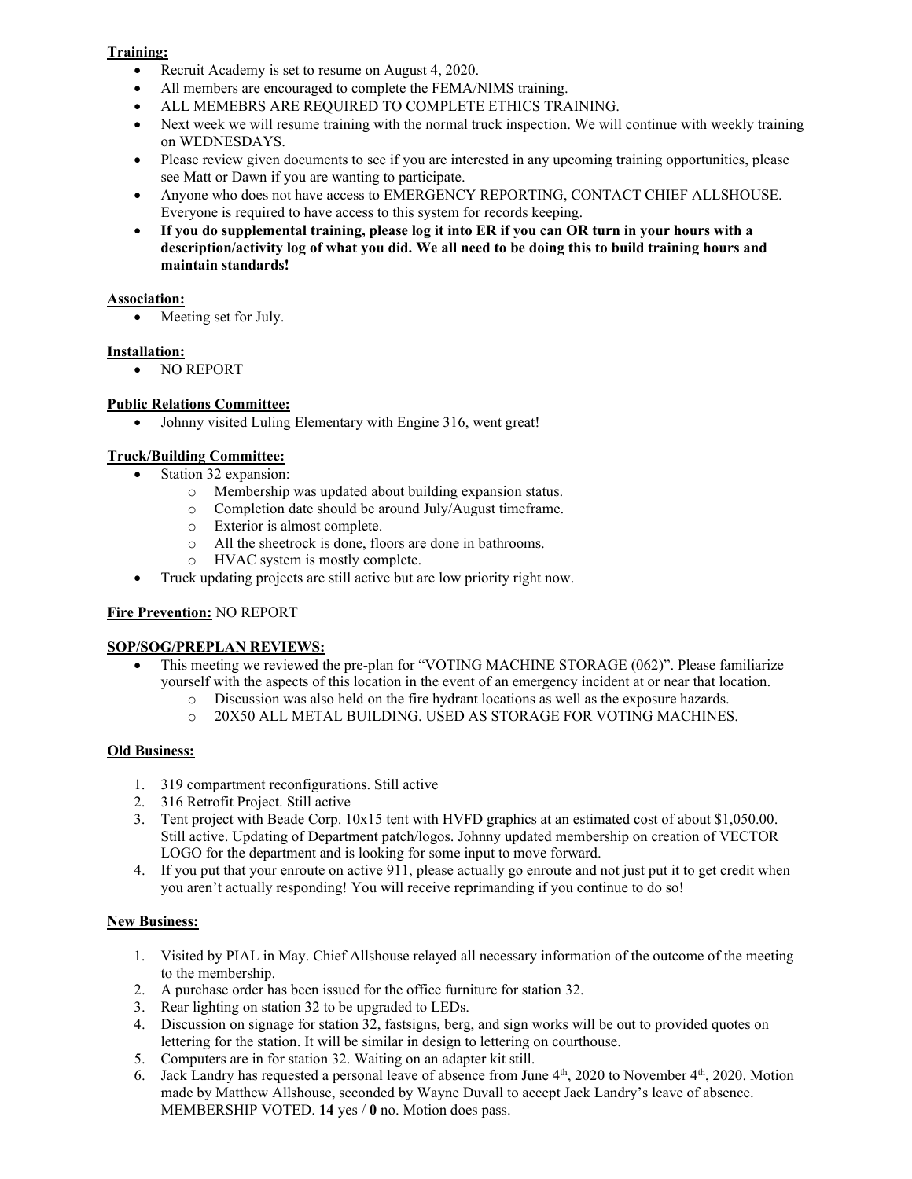**Training:**

- Recruit Academy is set to resume on August 4, 2020.
- All members are encouraged to complete the FEMA/NIMS training.
- ALL MEMEBRS ARE REQUIRED TO COMPLETE ETHICS TRAINING.
- Next week we will resume training with the normal truck inspection. We will continue with weekly training on WEDNESDAYS.
- Please review given documents to see if you are interested in any upcoming training opportunities, please see Matt or Dawn if you are wanting to participate.
- Anyone who does not have access to EMERGENCY REPORTING, CONTACT CHIEF ALLSHOUSE. Everyone is required to have access to this system for records keeping.
- **If you do supplemental training, please log it into ER if you can OR turn in your hours with a description/activity log of what you did. We all need to be doing this to build training hours and maintain standards!**

**Association:**

- Meeting set for July.

**Installation:**

- NO REPORT

**Public Relations Committee:**

- Johnny visited Luling Elementary with Engine 316, went great!

**Truck/Building Committee:**

- Station 32 expansion:
  - Membership was updated about building expansion status.
  - Completion date should be around July/August timeframe.
  - Exterior is almost complete.
  - All the sheetrock is done, floors are done in bathrooms.
  - HVAC system is mostly complete.
- Truck updating projects are still active but are low priority right now.

**Fire Prevention:** NO REPORT

**SOP/SOG/PREPLAN REVIEWS:**

- This meeting we reviewed the pre-plan for "VOTING MACHINE STORAGE (062)". Please familiarize yourself with the aspects of this location in the event of an emergency incident at or near that location.
  - Discussion was also held on the fire hydrant locations as well as the exposure hazards.
  - 20X50 ALL METAL BUILDING. USED AS STORAGE FOR VOTING MACHINES.

**Old Business:**

1. 319 compartment reconfigurations. Still active
2. 316 Retrofit Project. Still active
3. Tent project with Beade Corp. 10x15 tent with HVFD graphics at an estimated cost of about $1,050.00. Still active. Updating of Department patch/logos. Johnny updated membership on creation of VECTOR LOGO for the department and is looking for some input to move forward.
4. If you put that your enroute on active 911, please actually go enroute and not just put it to get credit when you aren't actually responding! You will receive reprimanding if you continue to do so!

**New Business:**

1. Visited by PIAL in May. Chief Allshouse relayed all necessary information of the outcome of the meeting to the membership.
2. A purchase order has been issued for the office furniture for station 32.
3. Rear lighting on station 32 to be upgraded to LEDs.
4. Discussion on signage for station 32, fastsigns, berg, and sign works will be out to provided quotes on lettering for the station. It will be similar in design to lettering on courthouse.
5. Computers are in for station 32. Waiting on an adapter kit still.
6. Jack Landry has requested a personal leave of absence from June 4th, 2020 to November 4th, 2020. Motion made by Matthew Allshouse, seconded by Wayne Duvall to accept Jack Landry's leave of absence. MEMBERSHIP VOTED. **14** yes / **0** no. Motion does pass.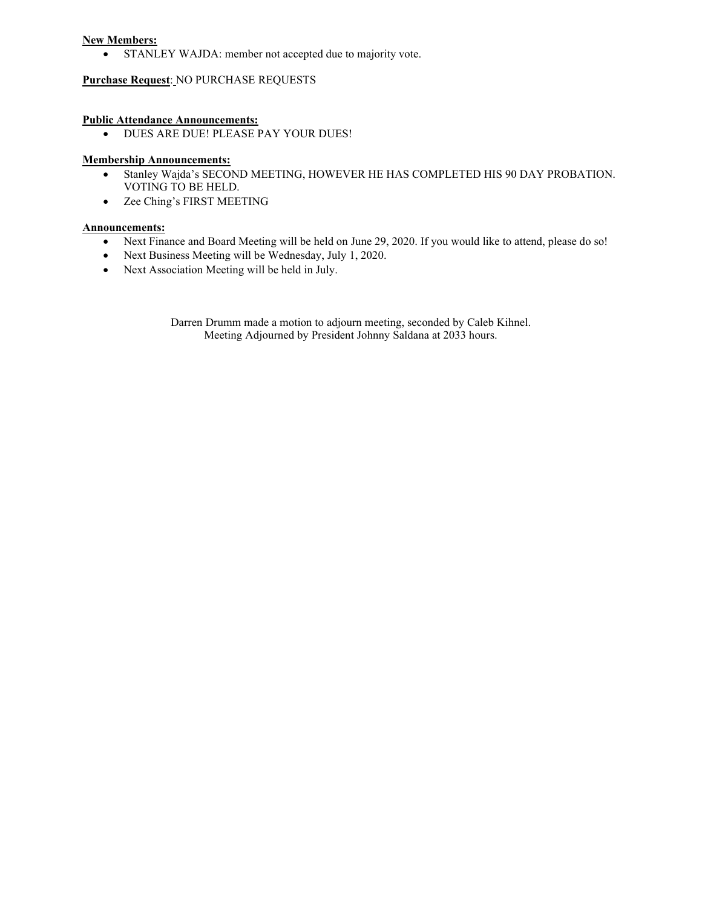**New Members:**

- STANLEY WAJDA: member not accepted due to majority vote.

**Purchase Request**: NO PURCHASE REQUESTS

**Public Attendance Announcements:**

- DUES ARE DUE! PLEASE PAY YOUR DUES!

**Membership Announcements:**

- Stanley Wajda's SECOND MEETING, HOWEVER HE HAS COMPLETED HIS 90 DAY PROBATION. VOTING TO BE HELD.
- Zee Ching's FIRST MEETING

**Announcements:**

- Next Finance and Board Meeting will be held on June 29, 2020. If you would like to attend, please do so!
- Next Business Meeting will be Wednesday, July 1, 2020.
- Next Association Meeting will be held in July.

Darren Drumm made a motion to adjourn meeting, seconded by Caleb Kihnel.
Meeting Adjourned by President Johnny Saldana at 2033 hours.